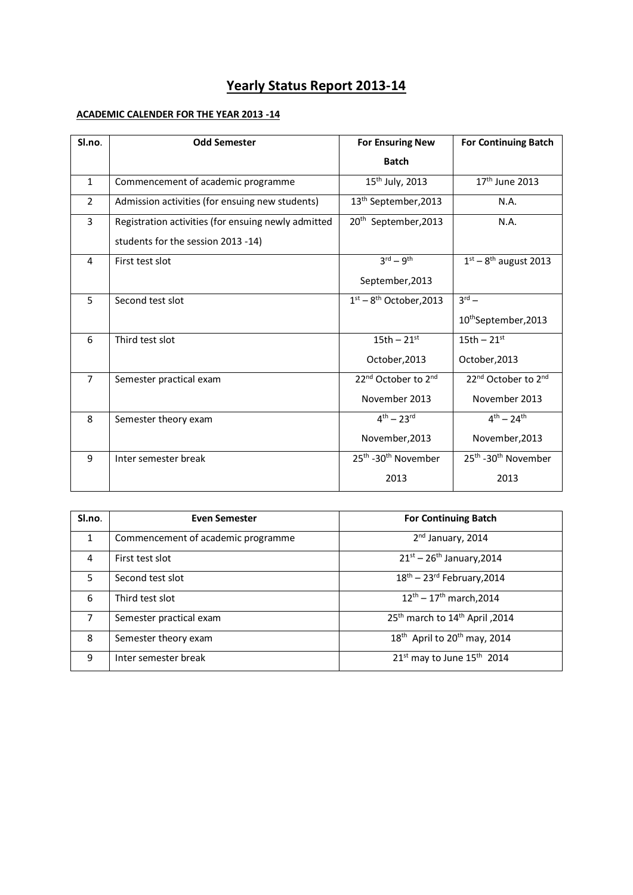# Yearly Status Report 2013-14

**ACADEMIC CALENDER FOR THE YEAR 2013 -14**

| Sl.no. | Odd Semester | For Ensuring New Batch | For Continuing Batch |
|---|---|---|---|
| 1 | Commencement of academic programme | 15th July, 2013 | 17th June 2013 |
| 2 | Admission activities (for ensuing new students) | 13th September,2013 | N.A. |
| 3 | Registration activities (for ensuing newly admitted students for the session 2013 -14) | 20th September,2013 | N.A. |
| 4 | First test slot | 3rd – 9th September,2013 | 1st – 8th august 2013 |
| 5 | Second test slot | 1st – 8th October,2013 | 3rd – 10thSeptember,2013 |
| 6 | Third test slot | 15th – 21st October,2013 | 15th – 21st October,2013 |
| 7 | Semester practical exam | 22nd October to 2nd November 2013 | 22nd October to 2nd November 2013 |
| 8 | Semester theory exam | 4th – 23rd November,2013 | 4th – 24th November,2013 |
| 9 | Inter semester break | 25th -30th November 2013 | 25th -30th November 2013 |

| Sl.no. | Even Semester | For Continuing Batch |
|---|---|---|
| 1 | Commencement of academic programme | 2nd January, 2014 |
| 4 | First test slot | 21st – 26th January,2014 |
| 5 | Second test slot | 18th – 23rd February,2014 |
| 6 | Third test slot | 12th – 17th march,2014 |
| 7 | Semester practical exam | 25th march to 14th April ,2014 |
| 8 | Semester theory exam | 18th April to 20th may, 2014 |
| 9 | Inter semester break | 21st may to June 15th 2014 |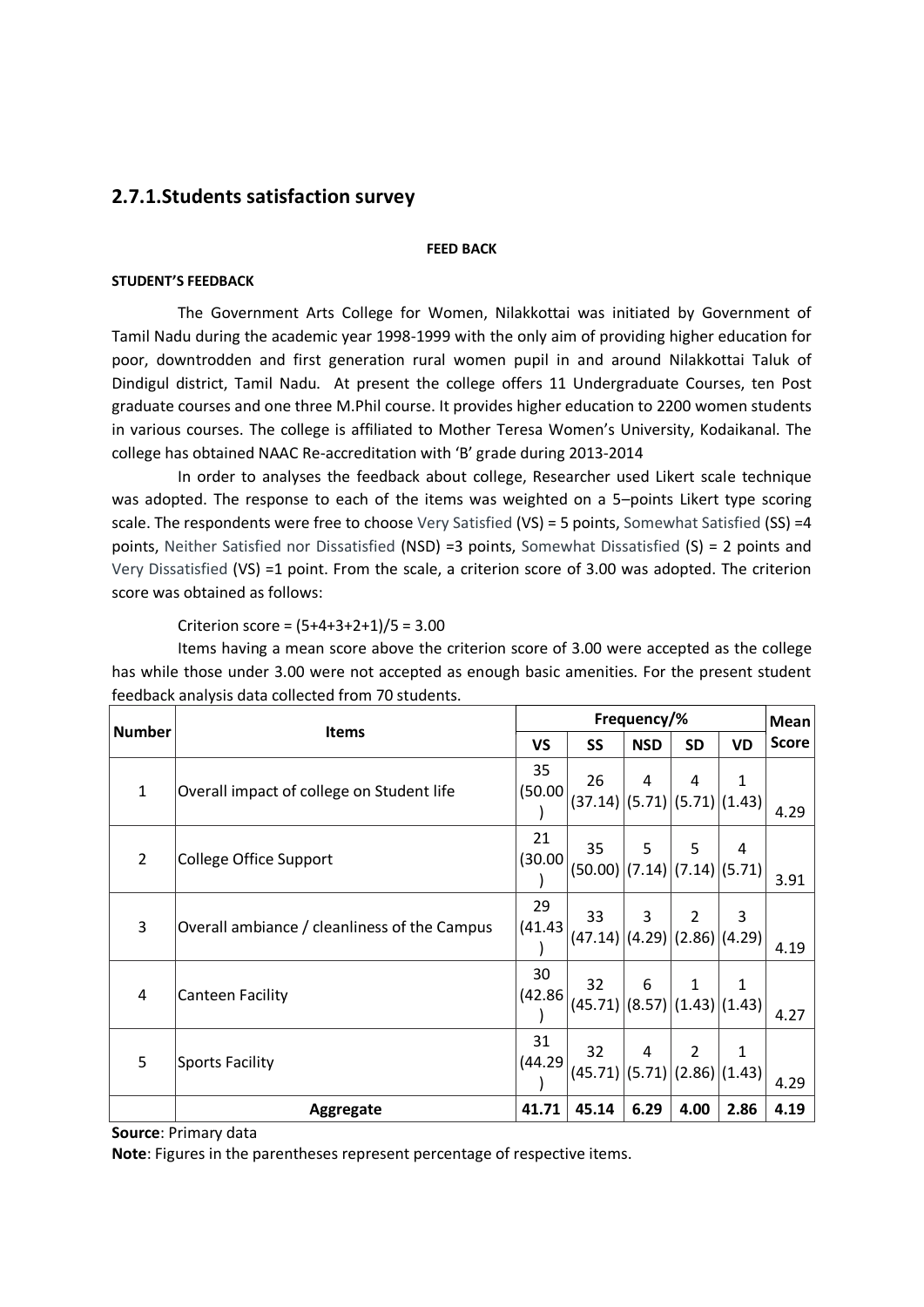## 2.7.1.Students satisfaction survey

**FEED BACK**

**STUDENT'S FEEDBACK**

The Government Arts College for Women, Nilakkottai was initiated by Government of Tamil Nadu during the academic year 1998-1999 with the only aim of providing higher education for poor, downtrodden and first generation rural women pupil in and around Nilakkottai Taluk of Dindigul district, Tamil Nadu. At present the college offers 11 Undergraduate Courses, ten Post graduate courses and one three M.Phil course. It provides higher education to 2200 women students in various courses. The college is affiliated to Mother Teresa Women's University, Kodaikanal. The college has obtained NAAC Re-accreditation with 'B' grade during 2013-2014

In order to analyses the feedback about college, Researcher used Likert scale technique was adopted. The response to each of the items was weighted on a 5–points Likert type scoring scale. The respondents were free to choose Very Satisfied (VS) = 5 points, Somewhat Satisfied (SS) =4 points, Neither Satisfied nor Dissatisfied (NSD) =3 points, Somewhat Dissatisfied (S) = 2 points and Very Dissatisfied (VS) =1 point. From the scale, a criterion score of 3.00 was adopted. The criterion score was obtained as follows:

Criterion score = (5+4+3+2+1)/5 = 3.00

Items having a mean score above the criterion score of 3.00 were accepted as the college has while those under 3.00 were not accepted as enough basic amenities. For the present student feedback analysis data collected from 70 students.

| Number | Items | Frequency/% | | | | | Mean Score |
|---|---|---|---|---|---|---|---|
| | | VS | SS | NSD | SD | VD | |
| 1 | Overall impact of college on Student life | 35 (50.00) | 26 (37.14) | 4 (5.71) | 4 (5.71) | 1 (1.43) | 4.29 |
| 2 | College Office Support | 21 (30.00) | 35 (50.00) | 5 (7.14) | 5 (7.14) | 4 (5.71) | 3.91 |
| 3 | Overall ambiance / cleanliness of the Campus | 29 (41.43) | 33 (47.14) | 3 (4.29) | 2 (2.86) | 3 (4.29) | 4.19 |
| 4 | Canteen Facility | 30 (42.86) | 32 (45.71) | 6 (8.57) | 1 (1.43) | 1 (1.43) | 4.27 |
| 5 | Sports Facility | 31 (44.29) | 32 (45.71) | 4 (5.71) | 2 (2.86) | 1 (1.43) | 4.29 |
| | **Aggregate** | **41.71** | **45.14** | **6.29** | **4.00** | **2.86** | **4.19** |

**Source**: Primary data

**Note**: Figures in the parentheses represent percentage of respective items.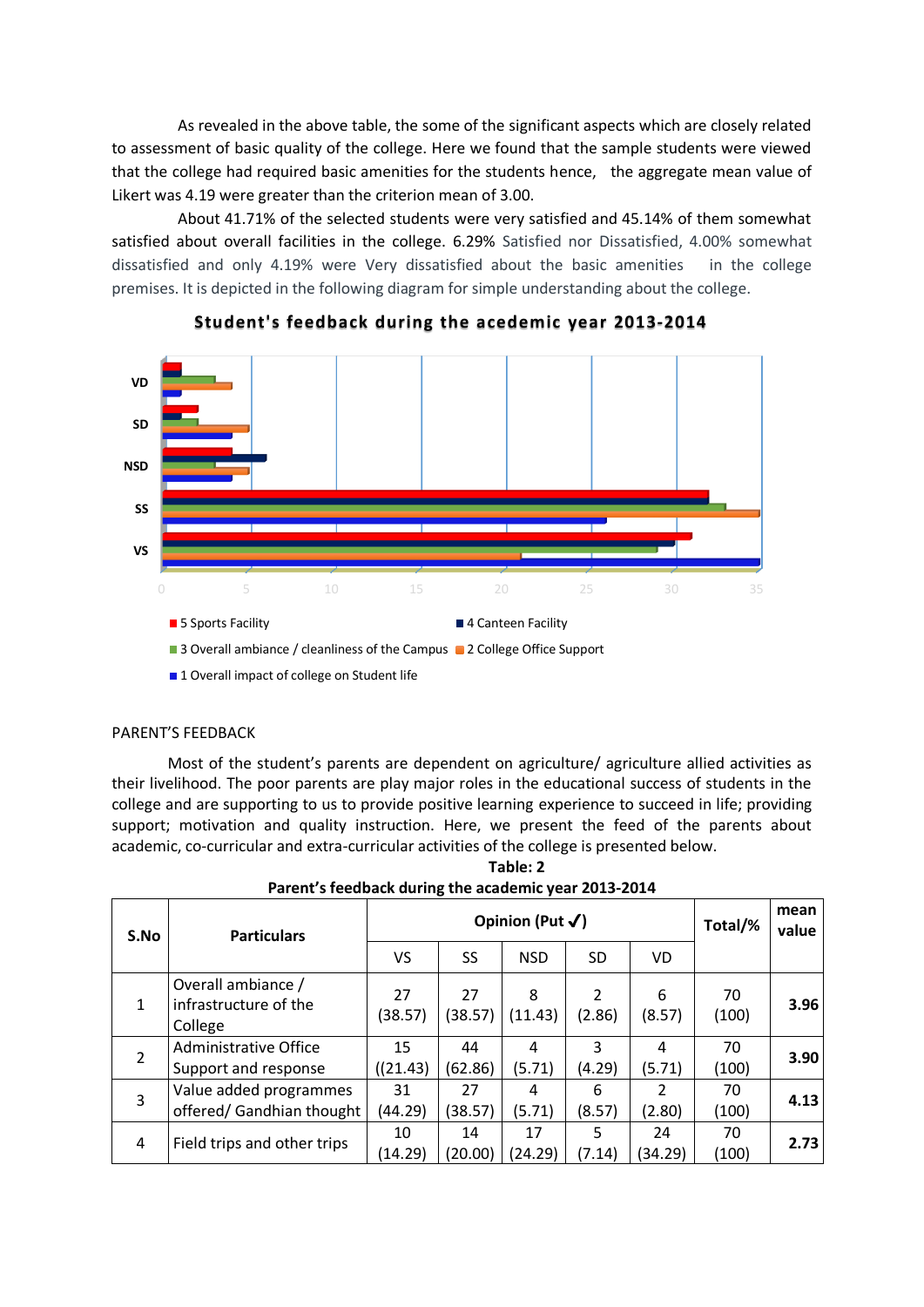As revealed in the above table, the some of the significant aspects which are closely related to assessment of basic quality of the college. Here we found that the sample students were viewed that the college had required basic amenities for the students hence, the aggregate mean value of Likert was 4.19 were greater than the criterion mean of 3.00.

About 41.71% of the selected students were very satisfied and 45.14% of them somewhat satisfied about overall facilities in the college. 6.29% Satisfied nor Dissatisfied, 4.00% somewhat dissatisfied and only 4.19% were Very dissatisfied about the basic amenities in the college premises. It is depicted in the following diagram for simple understanding about the college.

**Student's feedback during the acedemic year 2013-2014**

VD
SD
NSD
SS
VS

0 5 10 15 20 25 30 35

5 Sports Facility
4 Canteen Facility
3 Overall ambiance / cleanliness of the Campus
2 College Office Support
1 Overall impact of college on Student life

PARENT'S FEEDBACK

Most of the student's parents are dependent on agriculture/ agriculture allied activities as their livelihood. The poor parents are play major roles in the educational success of students in the college and are supporting to us to provide positive learning experience to succeed in life; providing support; motivation and quality instruction. Here, we present the feed of the parents about academic, co-curricular and extra-curricular activities of the college is presented below.

**Table: 2**
**Parent's feedback during the academic year 2013-2014**

| S.No | Particulars | Opinion (Put ✓) | | | | | Total/% | mean value |
|---|---|---|---|---|---|---|---|---|
| | | VS | SS | NSD | SD | VD | | |
| 1 | Overall ambiance / infrastructure of the College | 27 (38.57) | 27 (38.57) | 8 (11.43) | 2 (2.86) | 6 (8.57) | 70 (100) | **3.96** |
| 2 | Administrative Office Support and response | 15 ((21.43) | 44 (62.86) | 4 (5.71) | 3 (4.29) | 4 (5.71) | 70 (100) | **3.90** |
| 3 | Value added programmes offered/ Gandhian thought | 31 (44.29) | 27 (38.57) | 4 (5.71) | 6 (8.57) | 2 (2.80) | 70 (100) | **4.13** |
| 4 | Field trips and other trips | 10 (14.29) | 14 (20.00) | 17 (24.29) | 5 (7.14) | 24 (34.29) | 70 (100) | **2.73** |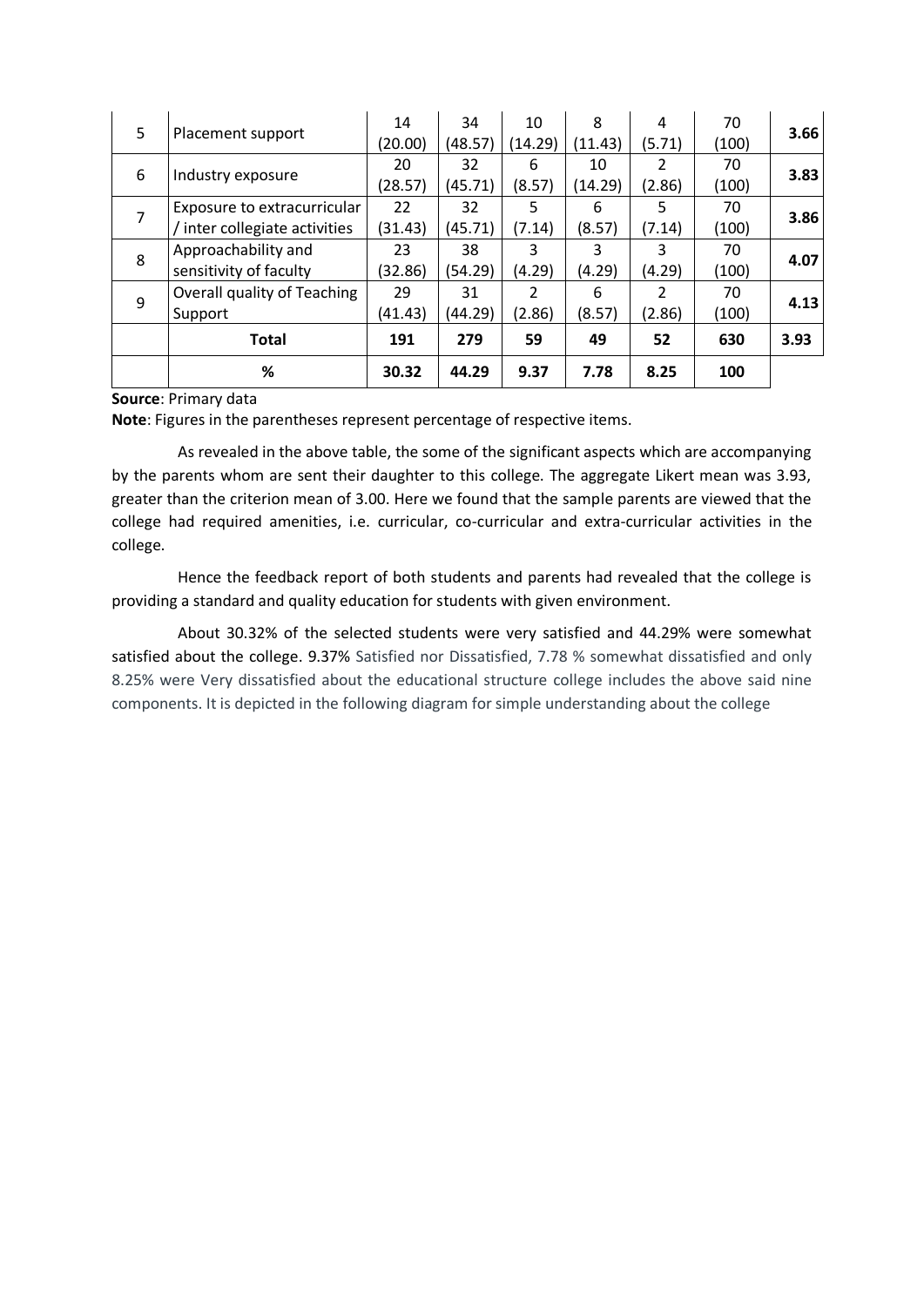| 5 | Placement support | 14 (20.00) | 34 (48.57) | 10 (14.29) | 8 (11.43) | 4 (5.71) | 70 (100) | **3.66** |
|---|---|---|---|---|---|---|---|---|
| 6 | Industry exposure | 20 (28.57) | 32 (45.71) | 6 (8.57) | 10 (14.29) | 2 (2.86) | 70 (100) | **3.83** |
| 7 | Exposure to extracurricular / inter collegiate activities | 22 (31.43) | 32 (45.71) | 5 (7.14) | 6 (8.57) | 5 (7.14) | 70 (100) | **3.86** |
| 8 | Approachability and sensitivity of faculty | 23 (32.86) | 38 (54.29) | 3 (4.29) | 3 (4.29) | 3 (4.29) | 70 (100) | **4.07** |
| 9 | Overall quality of Teaching Support | 29 (41.43) | 31 (44.29) | 2 (2.86) | 6 (8.57) | 2 (2.86) | 70 (100) | **4.13** |
| | **Total** | **191** | **279** | **59** | **49** | **52** | **630** | **3.93** |
| | **%** | **30.32** | **44.29** | **9.37** | **7.78** | **8.25** | **100** | |

**Source**: Primary data

**Note**: Figures in the parentheses represent percentage of respective items.

As revealed in the above table, the some of the significant aspects which are accompanying by the parents whom are sent their daughter to this college. The aggregate Likert mean was 3.93, greater than the criterion mean of 3.00. Here we found that the sample parents are viewed that the college had required amenities, i.e. curricular, co-curricular and extra-curricular activities in the college.

Hence the feedback report of both students and parents had revealed that the college is providing a standard and quality education for students with given environment.

About 30.32% of the selected students were very satisfied and 44.29% were somewhat satisfied about the college. 9.37% Satisfied nor Dissatisfied, 7.78 % somewhat dissatisfied and only 8.25% were Very dissatisfied about the educational structure college includes the above said nine components. It is depicted in the following diagram for simple understanding about the college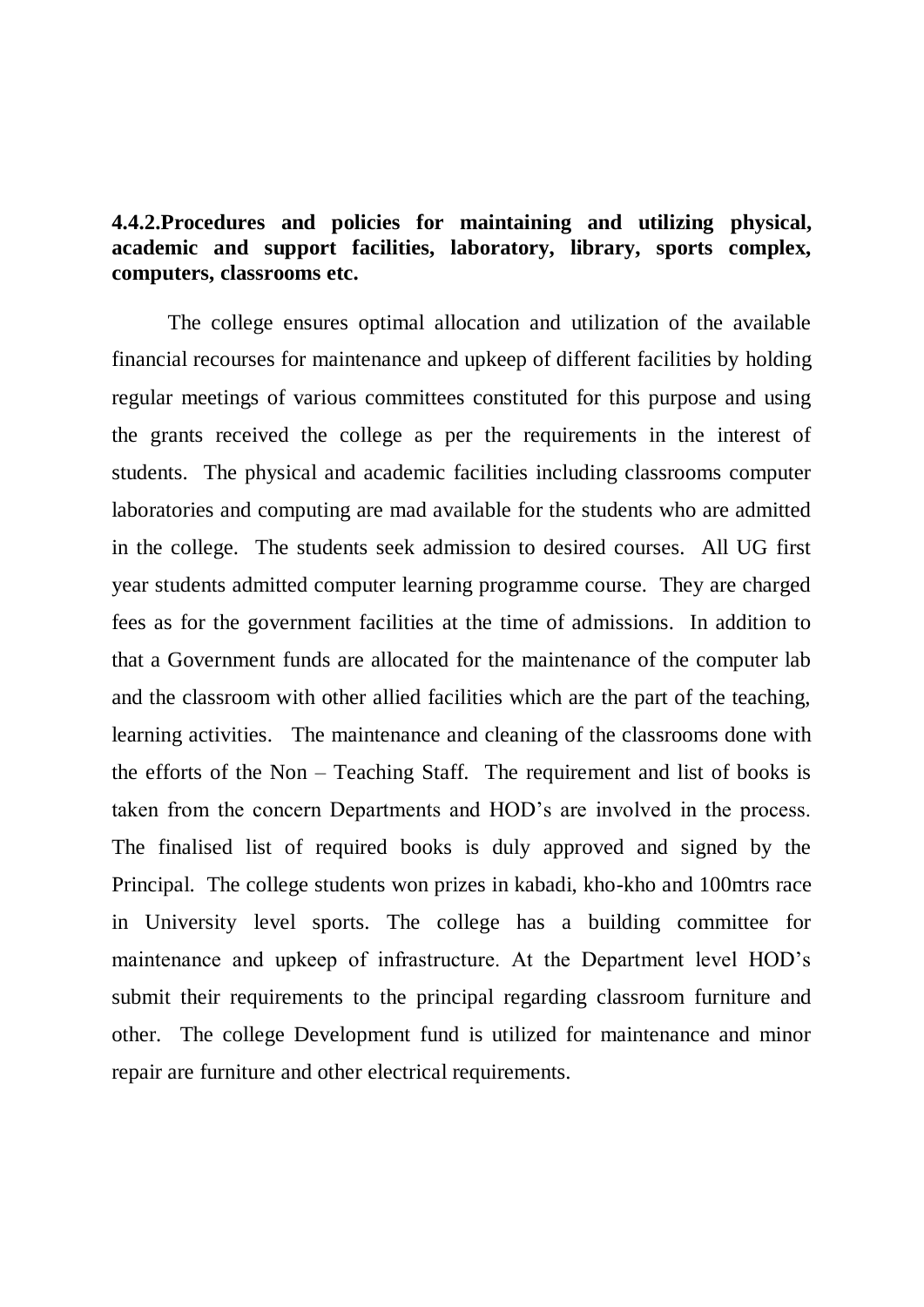**4.4.2.Procedures and policies for maintaining and utilizing physical, academic and support facilities, laboratory, library, sports complex, computers, classrooms etc.**

The college ensures optimal allocation and utilization of the available financial recourses for maintenance and upkeep of different facilities by holding regular meetings of various committees constituted for this purpose and using the grants received the college as per the requirements in the interest of students. The physical and academic facilities including classrooms computer laboratories and computing are mad available for the students who are admitted in the college. The students seek admission to desired courses. All UG first year students admitted computer learning programme course. They are charged fees as for the government facilities at the time of admissions. In addition to that a Government funds are allocated for the maintenance of the computer lab and the classroom with other allied facilities which are the part of the teaching, learning activities. The maintenance and cleaning of the classrooms done with the efforts of the Non – Teaching Staff. The requirement and list of books is taken from the concern Departments and HOD's are involved in the process. The finalised list of required books is duly approved and signed by the Principal. The college students won prizes in kabadi, kho-kho and 100mtrs race in University level sports. The college has a building committee for maintenance and upkeep of infrastructure. At the Department level HOD's submit their requirements to the principal regarding classroom furniture and other. The college Development fund is utilized for maintenance and minor repair are furniture and other electrical requirements.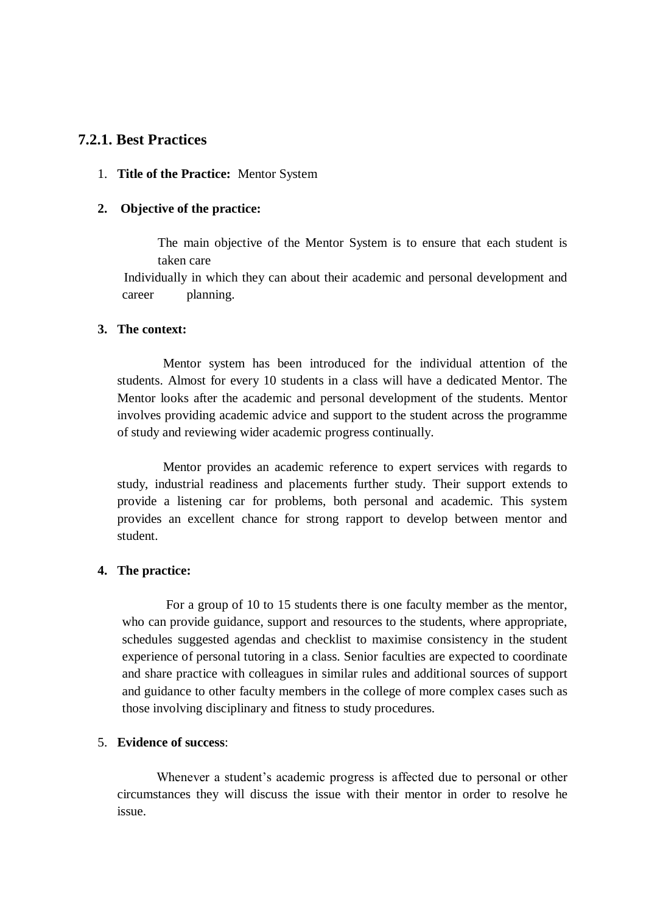### 7.2.1. Best Practices

1. **Title of the Practice:** Mentor System

2. **Objective of the practice:**

   The main objective of the Mentor System is to ensure that each student is taken care Individually in which they can about their academic and personal development and career planning.

3. **The context:**

   Mentor system has been introduced for the individual attention of the students. Almost for every 10 students in a class will have a dedicated Mentor. The Mentor looks after the academic and personal development of the students. Mentor involves providing academic advice and support to the student across the programme of study and reviewing wider academic progress continually.

   Mentor provides an academic reference to expert services with regards to study, industrial readiness and placements further study. Their support extends to provide a listening car for problems, both personal and academic. This system provides an excellent chance for strong rapport to develop between mentor and student.

4. **The practice:**

   For a group of 10 to 15 students there is one faculty member as the mentor, who can provide guidance, support and resources to the students, where appropriate, schedules suggested agendas and checklist to maximise consistency in the student experience of personal tutoring in a class. Senior faculties are expected to coordinate and share practice with colleagues in similar rules and additional sources of support and guidance to other faculty members in the college of more complex cases such as those involving disciplinary and fitness to study procedures.

5. **Evidence of success**:

   Whenever a student's academic progress is affected due to personal or other circumstances they will discuss the issue with their mentor in order to resolve he issue.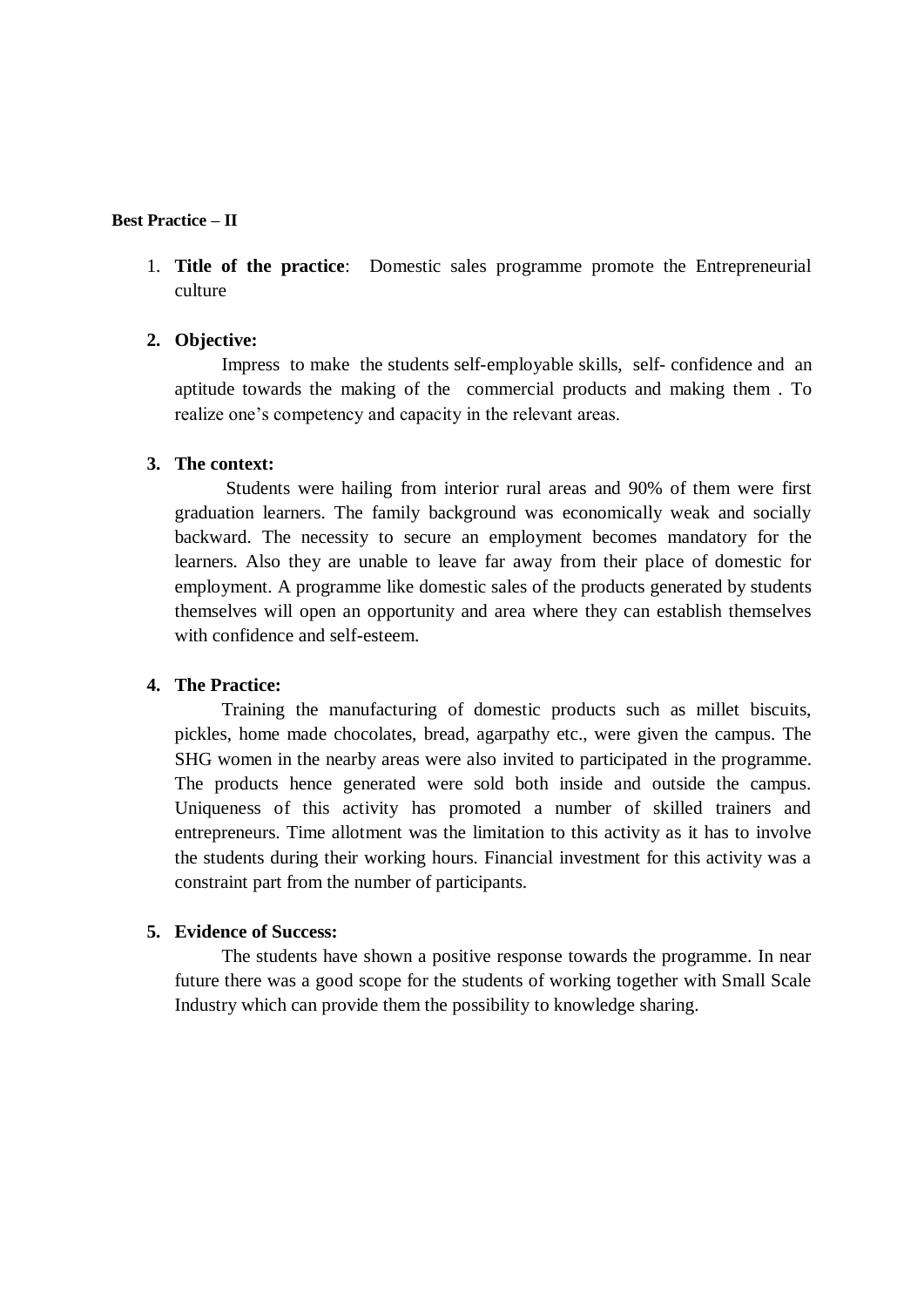**Best Practice – II**

1. **Title of the practice**: Domestic sales programme promote the Entrepreneurial culture

2. **Objective:**

   Impress to make the students self-employable skills, self- confidence and an aptitude towards the making of the commercial products and making them . To realize one's competency and capacity in the relevant areas.

3. **The context:**

   Students were hailing from interior rural areas and 90% of them were first graduation learners. The family background was economically weak and socially backward. The necessity to secure an employment becomes mandatory for the learners. Also they are unable to leave far away from their place of domestic for employment. A programme like domestic sales of the products generated by students themselves will open an opportunity and area where they can establish themselves with confidence and self-esteem.

4. **The Practice:**

   Training the manufacturing of domestic products such as millet biscuits, pickles, home made chocolates, bread, agarpathy etc., were given the campus. The SHG women in the nearby areas were also invited to participated in the programme. The products hence generated were sold both inside and outside the campus. Uniqueness of this activity has promoted a number of skilled trainers and entrepreneurs. Time allotment was the limitation to this activity as it has to involve the students during their working hours. Financial investment for this activity was a constraint part from the number of participants.

5. **Evidence of Success:**

   The students have shown a positive response towards the programme. In near future there was a good scope for the students of working together with Small Scale Industry which can provide them the possibility to knowledge sharing.